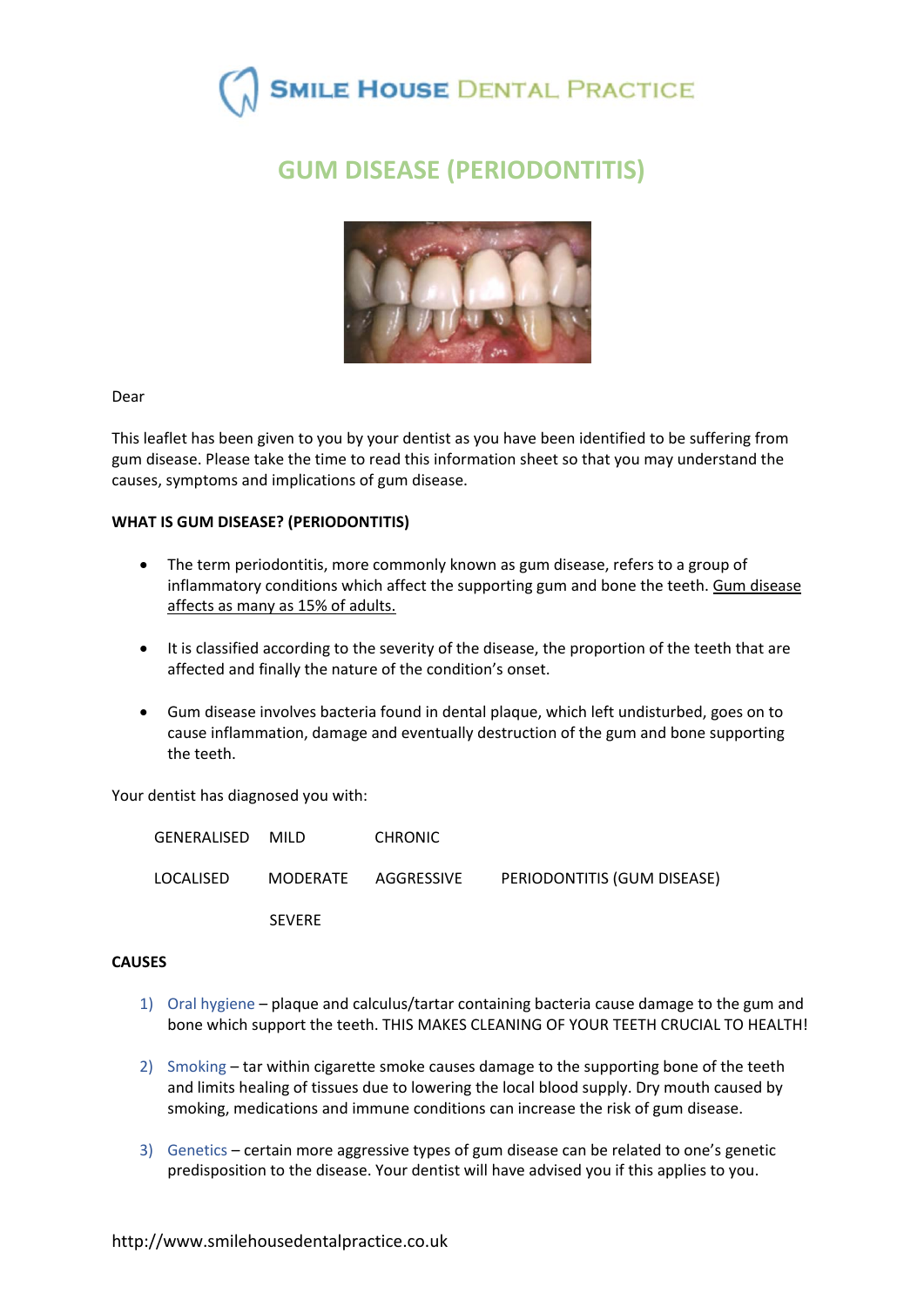# SMILE HOUSE DENTAL PRACTICE

## GUM DISEASE (PERIODONTITIS)

Dear

This leaflet has been given to you by your dentist as you have been identified to be suffering from gum disease. Please take the time to read this information sheet so that you may understand the causes, symptoms and implications of gum disease.

**WHAT IS GUM DISEASE? (PERIODONTITIS)**

- The term periodontitis, more commonly known as gum disease, refers to a group of inflammatory conditions which affect the supporting gum and bone the teeth. Gum disease affects as many as 15% of adults.
- It is classified according to the severity of the disease, the proportion of the teeth that are affected and finally the nature of the condition's onset.
- Gum disease involves bacteria found in dental plaque, which left undisturbed, goes on to cause inflammation, damage and eventually destruction of the gum and bone supporting the teeth.

Your dentist has diagnosed you with:

| | | | |
|---|---|---|---|
| GENERALISED | MILD | CHRONIC | |
| LOCALISED | MODERATE | AGGRESSIVE | PERIODONTITIS (GUM DISEASE) |
| | SEVERE | | |

**CAUSES**

1) Oral hygiene – plaque and calculus/tartar containing bacteria cause damage to the gum and bone which support the teeth. THIS MAKES CLEANING OF YOUR TEETH CRUCIAL TO HEALTH!
2) Smoking – tar within cigarette smoke causes damage to the supporting bone of the teeth and limits healing of tissues due to lowering the local blood supply. Dry mouth caused by smoking, medications and immune conditions can increase the risk of gum disease.
3) Genetics – certain more aggressive types of gum disease can be related to one's genetic predisposition to the disease. Your dentist will have advised you if this applies to you.

http://www.smilehousedentalpractice.co.uk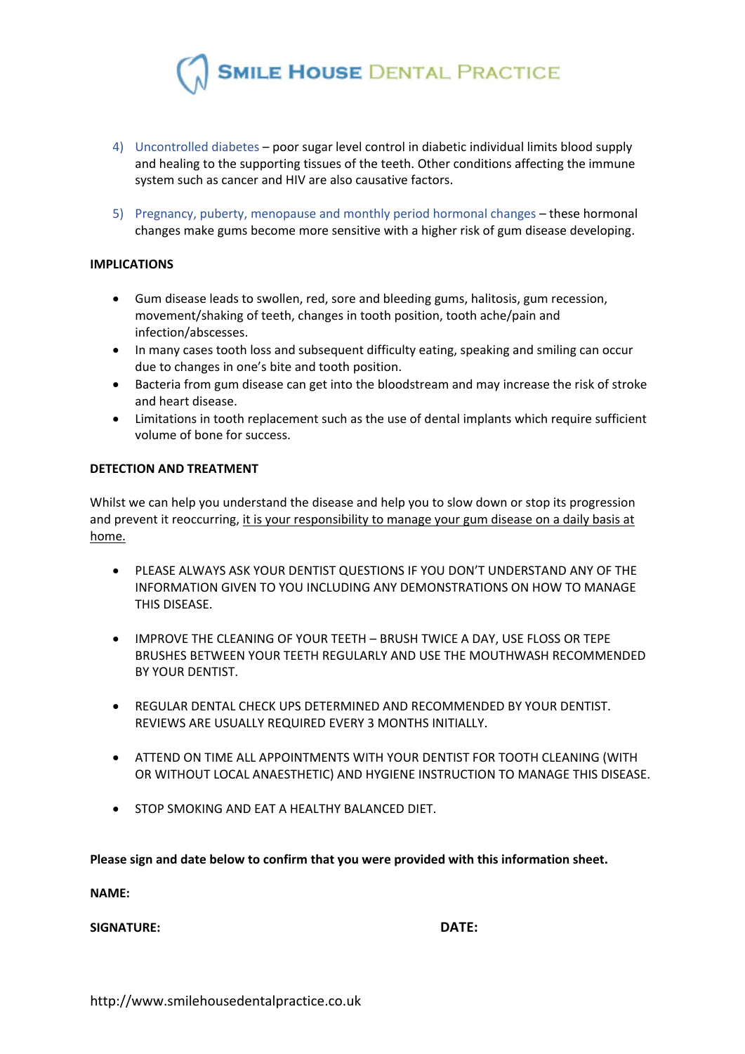4) Uncontrolled diabetes – poor sugar level control in diabetic individual limits blood supply and healing to the supporting tissues of the teeth. Other conditions affecting the immune system such as cancer and HIV are also causative factors.

5) Pregnancy, puberty, menopause and monthly period hormonal changes – these hormonal changes make gums become more sensitive with a higher risk of gum disease developing.

**IMPLICATIONS**

- Gum disease leads to swollen, red, sore and bleeding gums, halitosis, gum recession, movement/shaking of teeth, changes in tooth position, tooth ache/pain and infection/abscesses.
- In many cases tooth loss and subsequent difficulty eating, speaking and smiling can occur due to changes in one's bite and tooth position.
- Bacteria from gum disease can get into the bloodstream and may increase the risk of stroke and heart disease.
- Limitations in tooth replacement such as the use of dental implants which require sufficient volume of bone for success.

**DETECTION AND TREATMENT**

Whilst we can help you understand the disease and help you to slow down or stop its progression and prevent it reoccurring, <u>it is your responsibility to manage your gum disease on a daily basis at home.</u>

- PLEASE ALWAYS ASK YOUR DENTIST QUESTIONS IF YOU DON'T UNDERSTAND ANY OF THE INFORMATION GIVEN TO YOU INCLUDING ANY DEMONSTRATIONS ON HOW TO MANAGE THIS DISEASE.

- IMPROVE THE CLEANING OF YOUR TEETH – BRUSH TWICE A DAY, USE FLOSS OR TEPE BRUSHES BETWEEN YOUR TEETH REGULARLY AND USE THE MOUTHWASH RECOMMENDED BY YOUR DENTIST.

- REGULAR DENTAL CHECK UPS DETERMINED AND RECOMMENDED BY YOUR DENTIST. REVIEWS ARE USUALLY REQUIRED EVERY 3 MONTHS INITIALLY.

- ATTEND ON TIME ALL APPOINTMENTS WITH YOUR DENTIST FOR TOOTH CLEANING (WITH OR WITHOUT LOCAL ANAESTHETIC) AND HYGIENE INSTRUCTION TO MANAGE THIS DISEASE.

- STOP SMOKING AND EAT A HEALTHY BALANCED DIET.

**Please sign and date below to confirm that you were provided with this information sheet.**

**NAME:**

**SIGNATURE:** **DATE:**